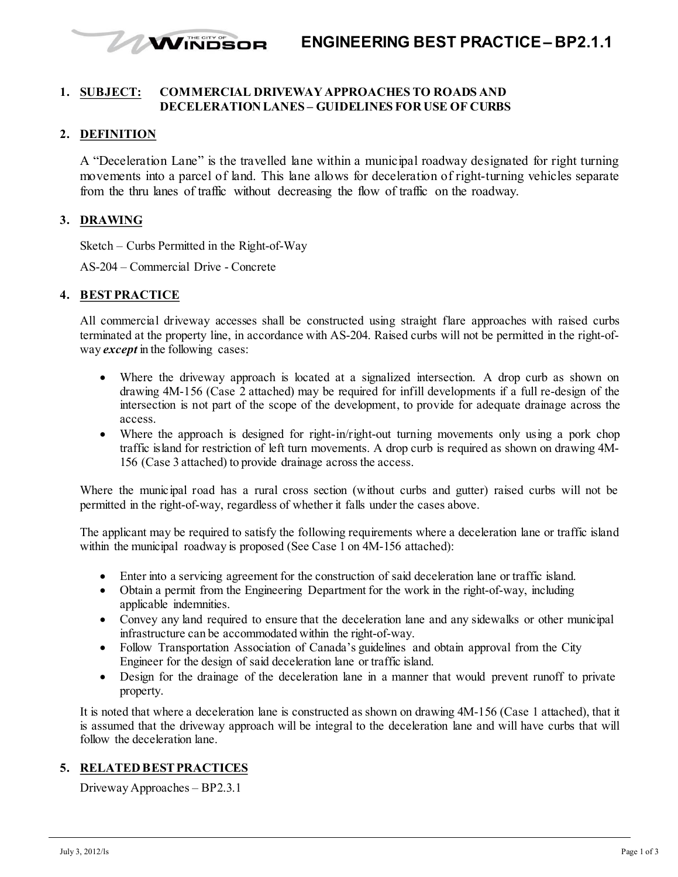# ENGINEERING BEST PRACTICE – BP2.1.1

## 1. SUBJECT: COMMERCIAL DRIVEWAY APPROACHES TO ROADS AND DECELERATION LANES – GUIDELINES FOR USE OF CURBS

## 2. DEFINITION

A "Deceleration Lane" is the travelled lane within a municipal roadway designated for right turning movements into a parcel of land. This lane allows for deceleration of right-turning vehicles separate from the thru lanes of traffic without decreasing the flow of traffic on the roadway.

## 3. DRAWING

Sketch – Curbs Permitted in the Right-of-Way

AS-204 – Commercial Drive - Concrete

## 4. BEST PRACTICE

All commercial driveway accesses shall be constructed using straight flare approaches with raised curbs terminated at the property line, in accordance with AS-204. Raised curbs will not be permitted in the right-of-way ***except*** in the following cases:

- Where the driveway approach is located at a signalized intersection. A drop curb as shown on drawing 4M-156 (Case 2 attached) may be required for infill developments if a full re-design of the intersection is not part of the scope of the development, to provide for adequate drainage across the access.
- Where the approach is designed for right-in/right-out turning movements only using a pork chop traffic island for restriction of left turn movements. A drop curb is required as shown on drawing 4M-156 (Case 3 attached) to provide drainage across the access.

Where the municipal road has a rural cross section (without curbs and gutter) raised curbs will not be permitted in the right-of-way, regardless of whether it falls under the cases above.

The applicant may be required to satisfy the following requirements where a deceleration lane or traffic island within the municipal roadway is proposed (See Case 1 on 4M-156 attached):

- Enter into a servicing agreement for the construction of said deceleration lane or traffic island.
- Obtain a permit from the Engineering Department for the work in the right-of-way, including applicable indemnities.
- Convey any land required to ensure that the deceleration lane and any sidewalks or other municipal infrastructure can be accommodated within the right-of-way.
- Follow Transportation Association of Canada's guidelines and obtain approval from the City Engineer for the design of said deceleration lane or traffic island.
- Design for the drainage of the deceleration lane in a manner that would prevent runoff to private property.

It is noted that where a deceleration lane is constructed as shown on drawing 4M-156 (Case 1 attached), that it is assumed that the driveway approach will be integral to the deceleration lane and will have curbs that will follow the deceleration lane.

## 5. RELATED BEST PRACTICES

Driveway Approaches – BP2.3.1

July 3, 2012/ls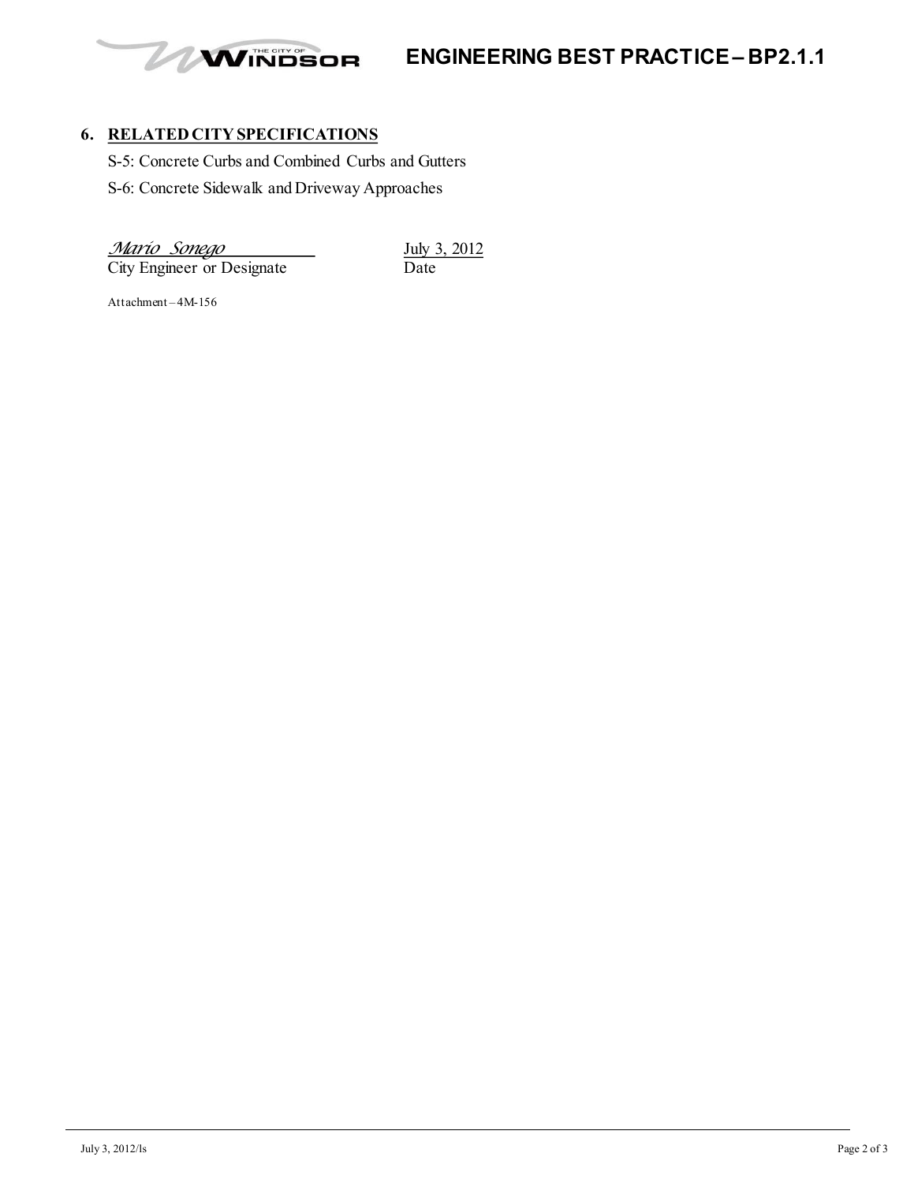## 6. RELATED CITY SPECIFICATIONS

S-5: Concrete Curbs and Combined Curbs and Gutters

S-6: Concrete Sidewalk and Driveway Approaches

*Mario Sonego* — City Engineer or Designate

July 3, 2012 — Date

Attachment – 4M-156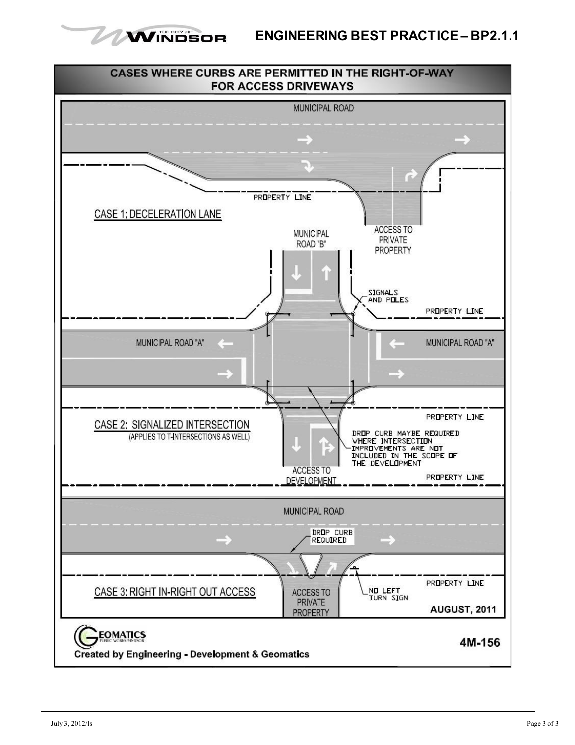# CASES WHERE CURBS ARE PERMITTED IN THE RIGHT-OF-WAY FOR ACCESS DRIVEWAYS

MUNICIPAL ROAD

PROPERTY LINE

CASE 1: DECELERATION LANE

ACCESS TO PRIVATE PROPERTY

MUNICIPAL ROAD "B"

SIGNALS AND POLES

PROPERTY LINE

MUNICIPAL ROAD "A"

MUNICIPAL ROAD "A"

PROPERTY LINE

CASE 2: SIGNALIZED INTERSECTION
(APPLIES TO T-INTERSECTIONS AS WELL)

DROP CURB MAYBE REQUIRED WHERE INTERSECTION IMPROVEMENTS ARE NOT INCLUDED IN THE SCOPE OF THE DEVELOPMENT

ACCESS TO DEVELOPMENT

PROPERTY LINE

MUNICIPAL ROAD

DROP CURB REQUIRED

PROPERTY LINE

CASE 3: RIGHT IN-RIGHT OUT ACCESS

ACCESS TO PRIVATE PROPERTY

NO LEFT TURN SIGN

AUGUST, 2011

GEOMATICS
PUBLIC WORKS WINDSOR

4M-156

Created by Engineering - Development & Geomatics